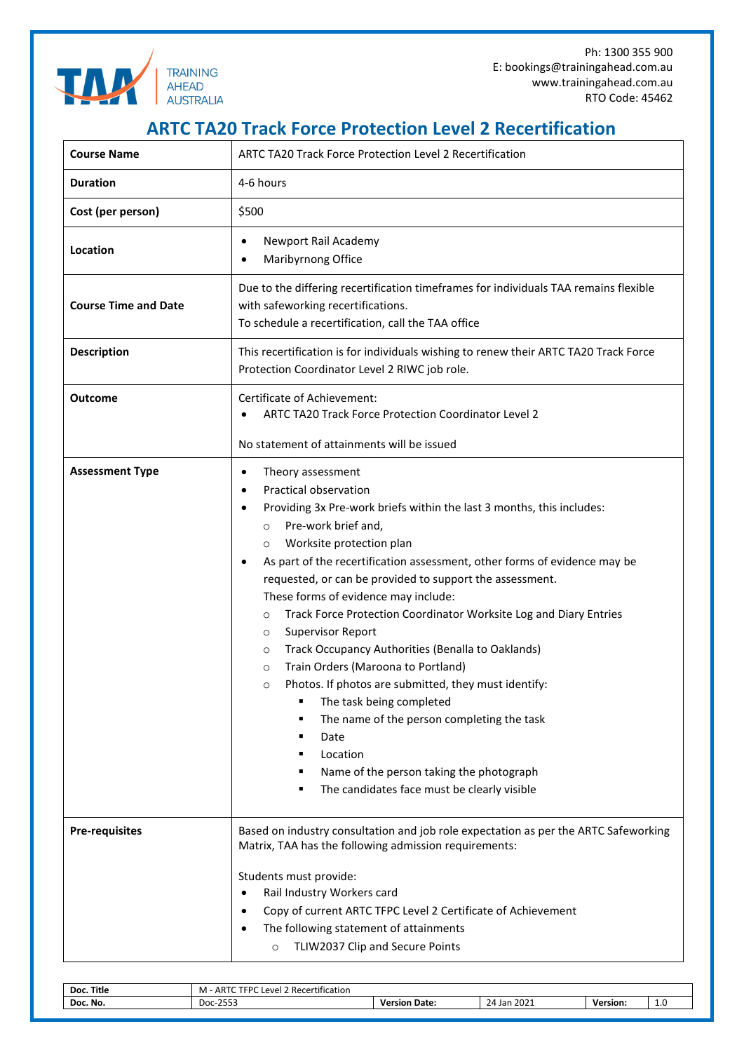Ph: 1300 355 900
E: bookings@trainingahead.com.au
www.trainingahead.com.au
RTO Code: 45462

# ARTC TA20 Track Force Protection Level 2 Recertification

| **Course Name** | ARTC TA20 Track Force Protection Level 2 Recertification |
|---|---|
| **Duration** | 4-6 hours |
| **Cost (per person)** | $500 |
| **Location** | • Newport Rail Academy<br>• Maribyrnong Office |
| **Course Time and Date** | Due to the differing recertification timeframes for individuals TAA remains flexible with safeworking recertifications.<br>To schedule a recertification, call the TAA office |
| **Description** | This recertification is for individuals wishing to renew their ARTC TA20 Track Force Protection Coordinator Level 2 RIWC job role. |
| **Outcome** | Certificate of Achievement:<br>• ARTC TA20 Track Force Protection Coordinator Level 2<br><br>No statement of attainments will be issued |
| **Assessment Type** | • Theory assessment<br>• Practical observation<br>• Providing 3x Pre-work briefs within the last 3 months, this includes:<br>&nbsp;&nbsp;&nbsp;&nbsp;○ Pre-work brief and,<br>&nbsp;&nbsp;&nbsp;&nbsp;○ Worksite protection plan<br>• As part of the recertification assessment, other forms of evidence may be requested, or can be provided to support the assessment.<br>These forms of evidence may include:<br>&nbsp;&nbsp;&nbsp;&nbsp;○ Track Force Protection Coordinator Worksite Log and Diary Entries<br>&nbsp;&nbsp;&nbsp;&nbsp;○ Supervisor Report<br>&nbsp;&nbsp;&nbsp;&nbsp;○ Track Occupancy Authorities (Benalla to Oaklands)<br>&nbsp;&nbsp;&nbsp;&nbsp;○ Train Orders (Maroona to Portland)<br>&nbsp;&nbsp;&nbsp;&nbsp;○ Photos. If photos are submitted, they must identify:<br>&nbsp;&nbsp;&nbsp;&nbsp;&nbsp;&nbsp;&nbsp;&nbsp;▪ The task being completed<br>&nbsp;&nbsp;&nbsp;&nbsp;&nbsp;&nbsp;&nbsp;&nbsp;▪ The name of the person completing the task<br>&nbsp;&nbsp;&nbsp;&nbsp;&nbsp;&nbsp;&nbsp;&nbsp;▪ Date<br>&nbsp;&nbsp;&nbsp;&nbsp;&nbsp;&nbsp;&nbsp;&nbsp;▪ Location<br>&nbsp;&nbsp;&nbsp;&nbsp;&nbsp;&nbsp;&nbsp;&nbsp;▪ Name of the person taking the photograph<br>&nbsp;&nbsp;&nbsp;&nbsp;&nbsp;&nbsp;&nbsp;&nbsp;▪ The candidates face must be clearly visible |
| **Pre-requisites** | Based on industry consultation and job role expectation as per the ARTC Safeworking Matrix, TAA has the following admission requirements:<br><br>Students must provide:<br>• Rail Industry Workers card<br>• Copy of current ARTC TFPC Level 2 Certificate of Achievement<br>• The following statement of attainments<br>&nbsp;&nbsp;&nbsp;&nbsp;○ TLIW2037 Clip and Secure Points |

| **Doc. Title** | M - ARTC TFPC Level 2 Recertification | | | | |
|---|---|---|---|---|---|
| **Doc. No.** | Doc-2553 | **Version Date:** | 24 Jan 2021 | **Version:** | 1.0 |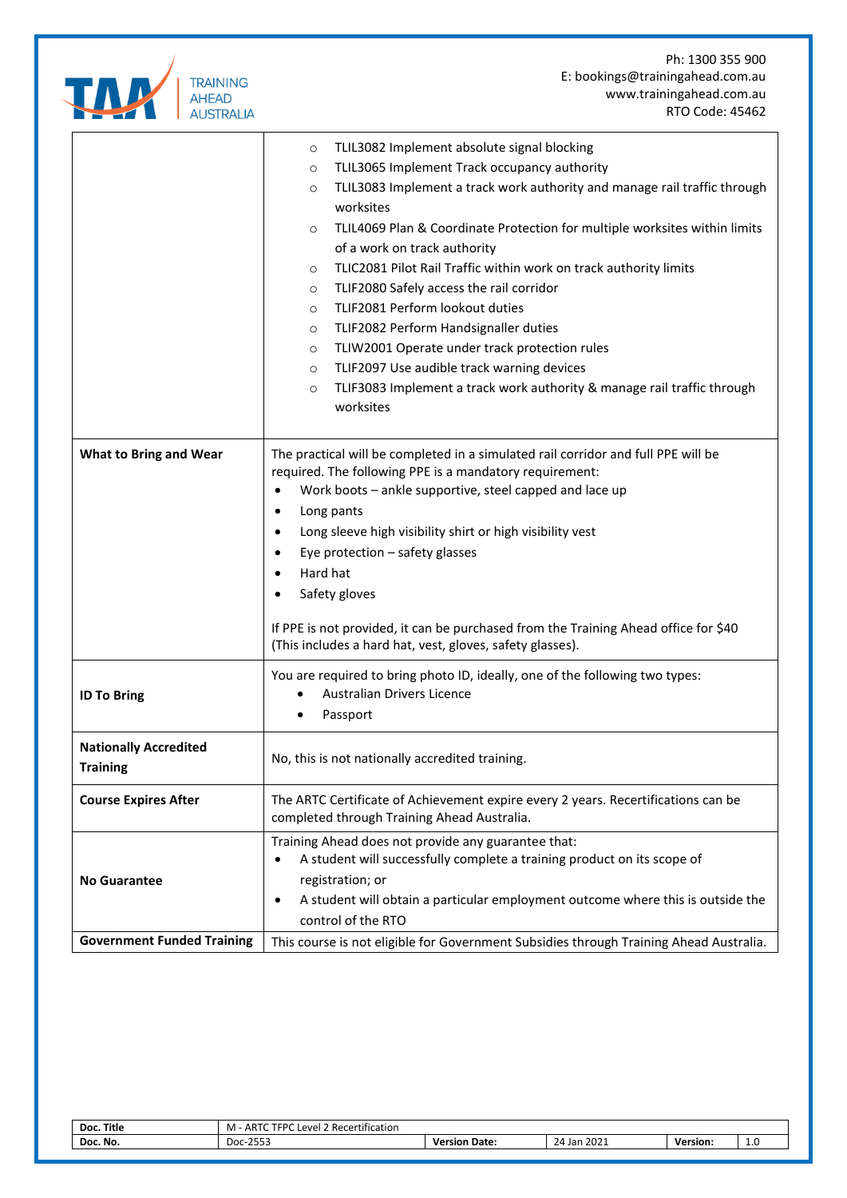| | |
|---|---|
| | ○ TLIL3082 Implement absolute signal blocking<br>○ TLIL3065 Implement Track occupancy authority<br>○ TLIL3083 Implement a track work authority and manage rail traffic through worksites<br>○ TLIL4069 Plan & Coordinate Protection for multiple worksites within limits of a work on track authority<br>○ TLIC2081 Pilot Rail Traffic within work on track authority limits<br>○ TLIF2080 Safely access the rail corridor<br>○ TLIF2081 Perform lookout duties<br>○ TLIF2082 Perform Handsignaller duties<br>○ TLIW2001 Operate under track protection rules<br>○ TLIF2097 Use audible track warning devices<br>○ TLIF3083 Implement a track work authority & manage rail traffic through worksites |
| **What to Bring and Wear** | The practical will be completed in a simulated rail corridor and full PPE will be required. The following PPE is a mandatory requirement:<br>• Work boots – ankle supportive, steel capped and lace up<br>• Long pants<br>• Long sleeve high visibility shirt or high visibility vest<br>• Eye protection – safety glasses<br>• Hard hat<br>• Safety gloves<br><br>If PPE is not provided, it can be purchased from the Training Ahead office for $40 (This includes a hard hat, vest, gloves, safety glasses). |
| **ID To Bring** | You are required to bring photo ID, ideally, one of the following two types:<br>• Australian Drivers Licence<br>• Passport |
| **Nationally Accredited Training** | No, this is not nationally accredited training. |
| **Course Expires After** | The ARTC Certificate of Achievement expire every 2 years. Recertifications can be completed through Training Ahead Australia. |
| **No Guarantee** | Training Ahead does not provide any guarantee that:<br>• A student will successfully complete a training product on its scope of registration; or<br>• A student will obtain a particular employment outcome where this is outside the control of the RTO |
| **Government Funded Training** | This course is not eligible for Government Subsidies through Training Ahead Australia. |